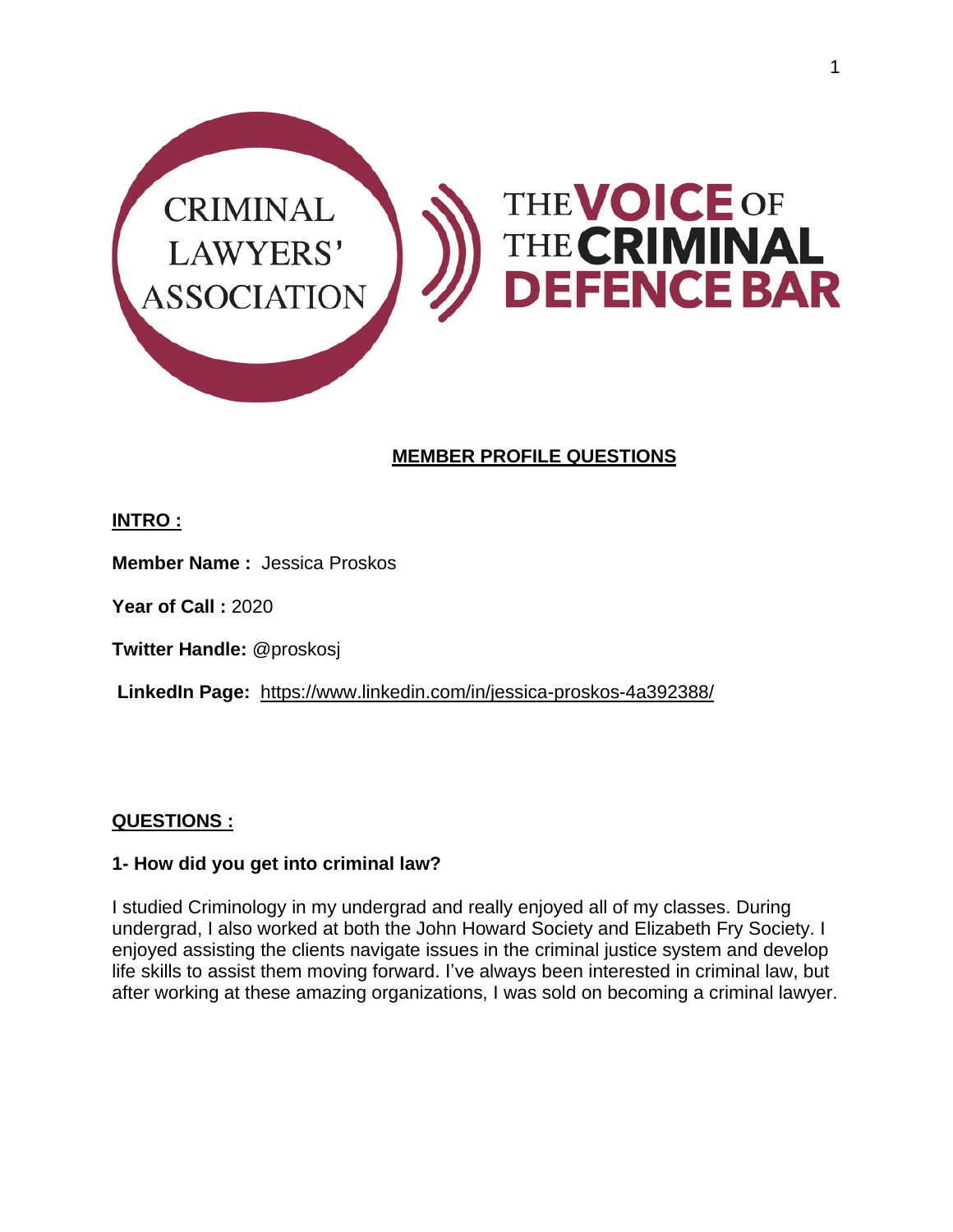CRIMINAL LAWYERS' ASSOCIATION

THE VOICE OF THE CRIMINAL DEFENCE BAR

## MEMBER PROFILE QUESTIONS

### INTRO :

**Member Name :** Jessica Proskos

**Year of Call :** 2020

**Twitter Handle:** @proskosj

**LinkedIn Page:** https://www.linkedin.com/in/jessica-proskos-4a392388/

### QUESTIONS :

**1- How did you get into criminal law?**

I studied Criminology in my undergrad and really enjoyed all of my classes. During undergrad, I also worked at both the John Howard Society and Elizabeth Fry Society. I enjoyed assisting the clients navigate issues in the criminal justice system and develop life skills to assist them moving forward. I've always been interested in criminal law, but after working at these amazing organizations, I was sold on becoming a criminal lawyer.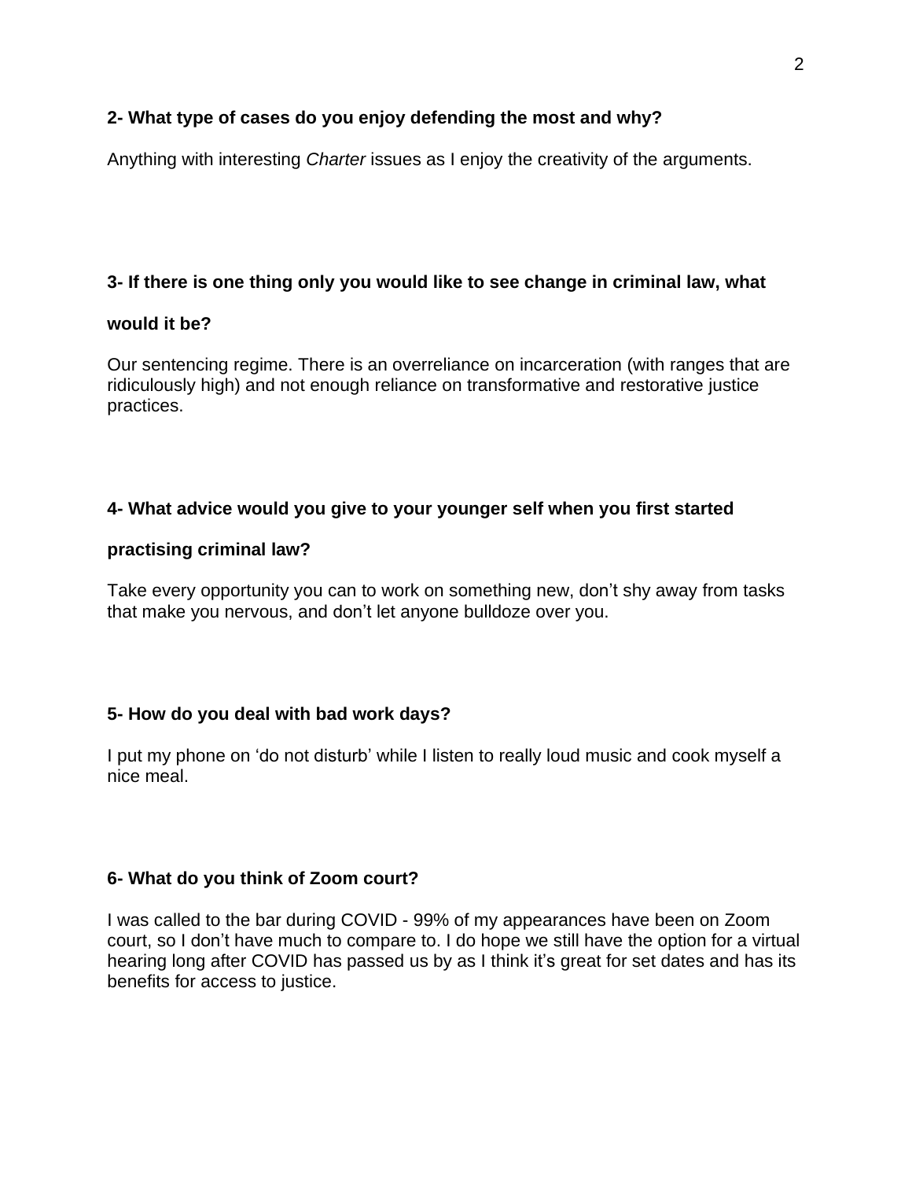**2- What type of cases do you enjoy defending the most and why?**

Anything with interesting *Charter* issues as I enjoy the creativity of the arguments.

**3- If there is one thing only you would like to see change in criminal law, what would it be?**

Our sentencing regime. There is an overreliance on incarceration (with ranges that are ridiculously high) and not enough reliance on transformative and restorative justice practices.

**4- What advice would you give to your younger self when you first started practising criminal law?**

Take every opportunity you can to work on something new, don't shy away from tasks that make you nervous, and don't let anyone bulldoze over you.

**5- How do you deal with bad work days?**

I put my phone on 'do not disturb' while I listen to really loud music and cook myself a nice meal.

**6- What do you think of Zoom court?**

I was called to the bar during COVID - 99% of my appearances have been on Zoom court, so I don't have much to compare to. I do hope we still have the option for a virtual hearing long after COVID has passed us by as I think it's great for set dates and has its benefits for access to justice.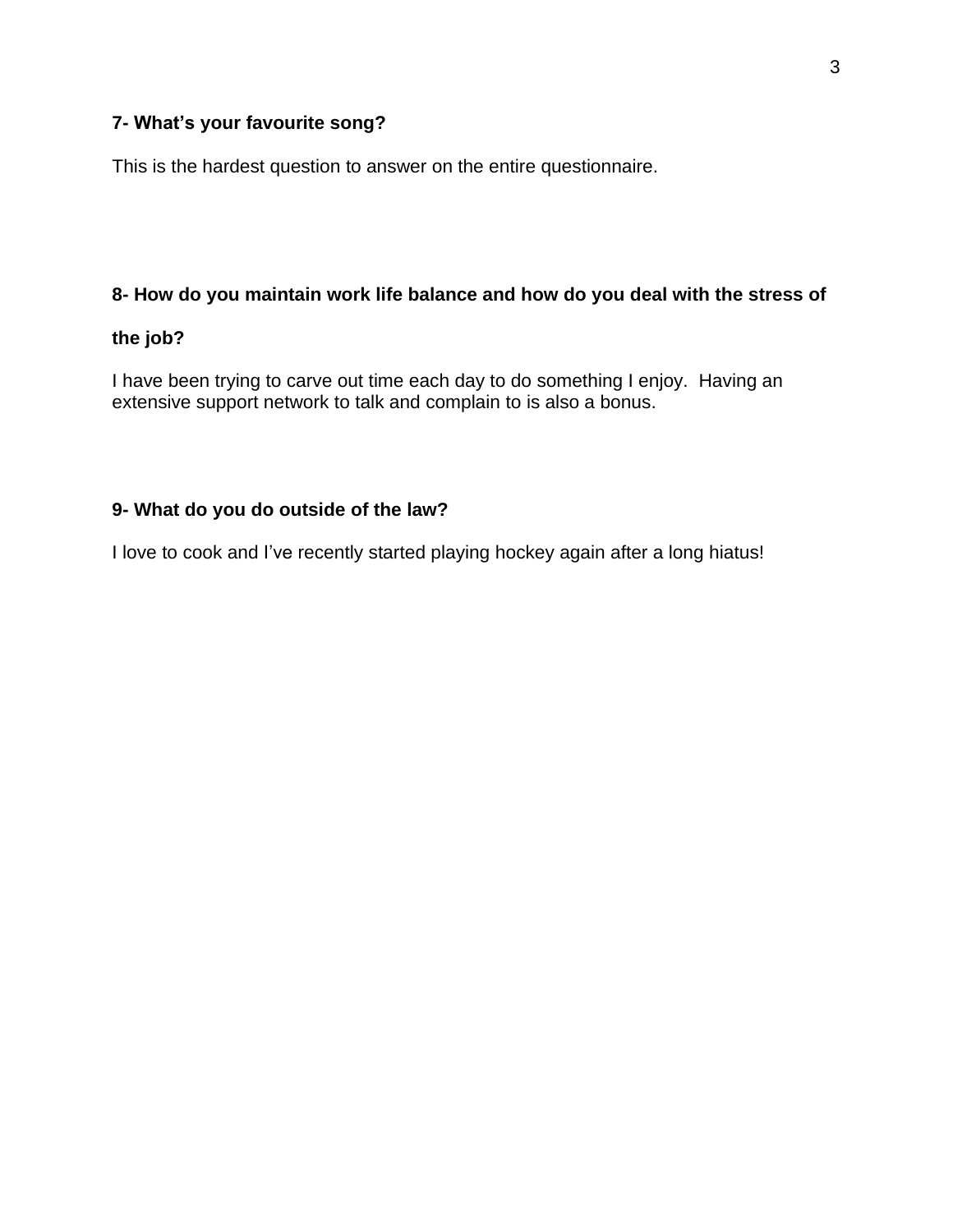**7- What's your favourite song?**

This is the hardest question to answer on the entire questionnaire.

**8- How do you maintain work life balance and how do you deal with the stress of the job?**

I have been trying to carve out time each day to do something I enjoy. Having an extensive support network to talk and complain to is also a bonus.

**9- What do you do outside of the law?**

I love to cook and I've recently started playing hockey again after a long hiatus!